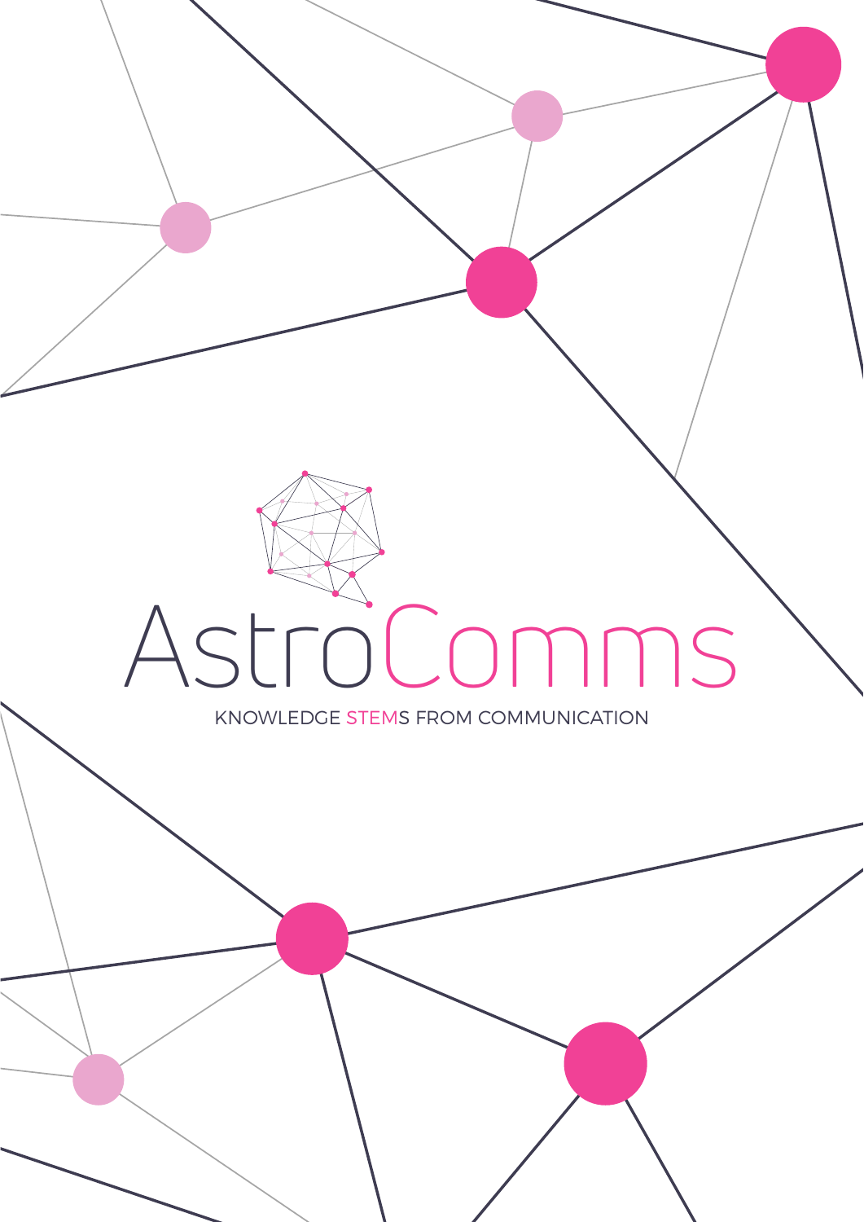# AstroComms

KNOWLEDGE STEMS FROM COMMUNICATION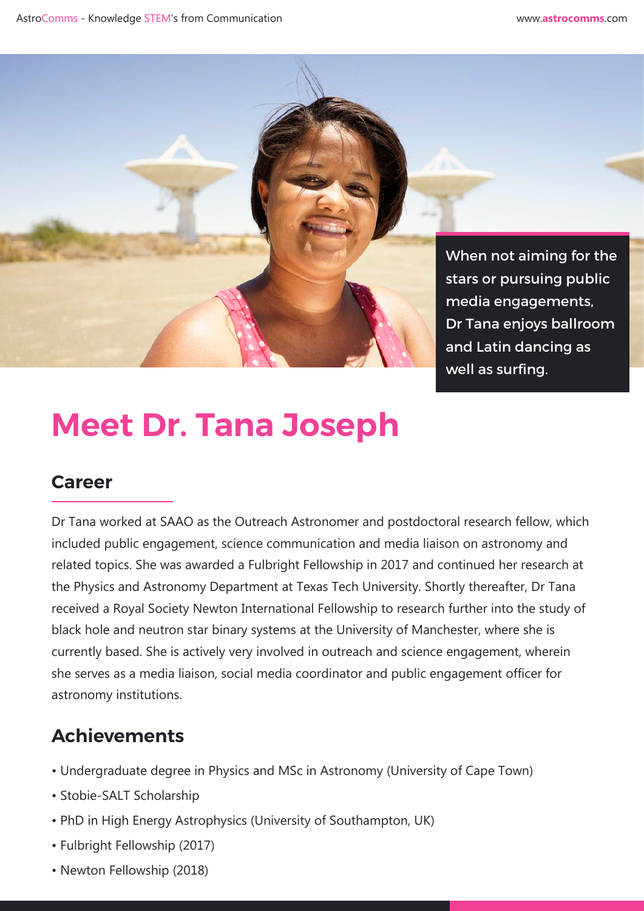When not aiming for the stars or pursuing public media engagements, Dr Tana enjoys ballroom and Latin dancing as well as surfing.

# Meet Dr. Tana Joseph

## Career

Dr Tana worked at SAAO as the Outreach Astronomer and postdoctoral research fellow, which included public engagement, science communication and media liaison on astronomy and related topics. She was awarded a Fulbright Fellowship in 2017 and continued her research at the Physics and Astronomy Department at Texas Tech University. Shortly thereafter, Dr Tana received a Royal Society Newton International Fellowship to research further into the study of black hole and neutron star binary systems at the University of Manchester, where she is currently based. She is actively very involved in outreach and science engagement, wherein she serves as a media liaison, social media coordinator and public engagement officer for astronomy institutions.

## Achievements

- Undergraduate degree in Physics and MSc in Astronomy (University of Cape Town)
- Stobie-SALT Scholarship
- PhD in High Energy Astrophysics (University of Southampton, UK)
- Fulbright Fellowship (2017)
- Newton Fellowship (2018)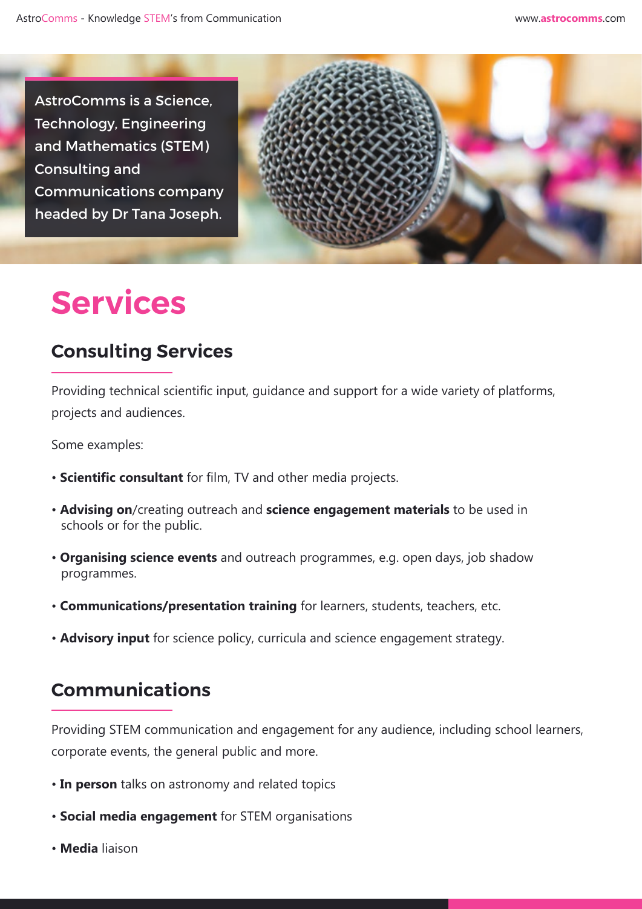AstroComms is a Science, Technology, Engineering and Mathematics (STEM) Consulting and Communications company headed by Dr Tana Joseph.

# Services

## Consulting Services

Providing technical scientific input, guidance and support for a wide variety of platforms, projects and audiences.

Some examples:

- **Scientific consultant** for film, TV and other media projects.
- **Advising on**/creating outreach and **science engagement materials** to be used in schools or for the public.
- **Organising science events** and outreach programmes, e.g. open days, job shadow programmes.
- **Communications/presentation training** for learners, students, teachers, etc.
- **Advisory input** for science policy, curricula and science engagement strategy.

## Communications

Providing STEM communication and engagement for any audience, including school learners, corporate events, the general public and more.

- **In person** talks on astronomy and related topics
- **Social media engagement** for STEM organisations
- **Media** liaison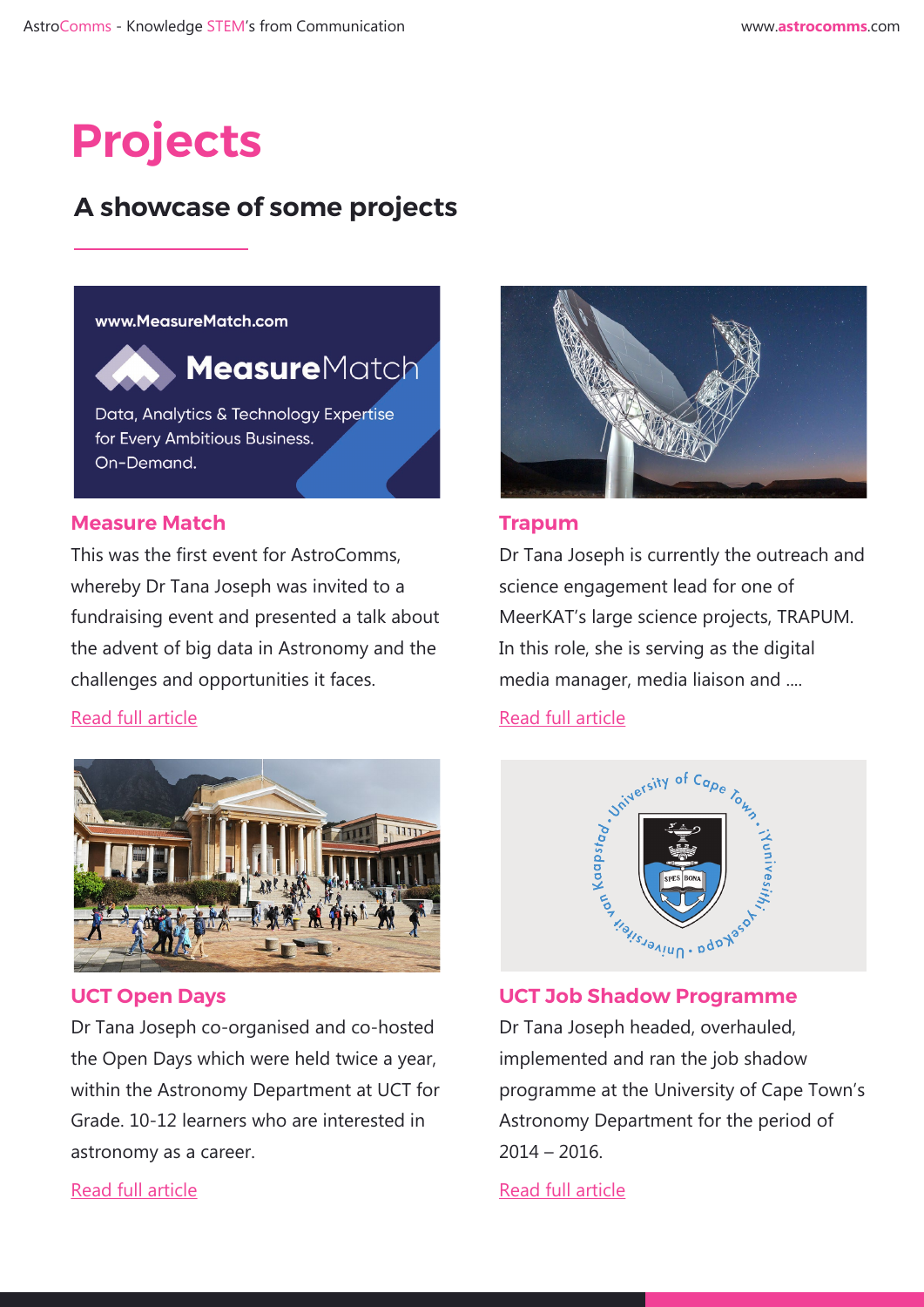# Projects

## A showcase of some projects

### Measure Match

This was the first event for AstroComms, whereby Dr Tana Joseph was invited to a fundraising event and presented a talk about the advent of big data in Astronomy and the challenges and opportunities it faces.

Read full article

### Trapum

Dr Tana Joseph is currently the outreach and science engagement lead for one of MeerKAT's large science projects, TRAPUM. In this role, she is serving as the digital media manager, media liaison and ....

Read full article

### UCT Open Days

Dr Tana Joseph co-organised and co-hosted the Open Days which were held twice a year, within the Astronomy Department at UCT for Grade. 10-12 learners who are interested in astronomy as a career.

Read full article

### UCT Job Shadow Programme

Dr Tana Joseph headed, overhauled, implemented and ran the job shadow programme at the University of Cape Town's Astronomy Department for the period of 2014 – 2016.

Read full article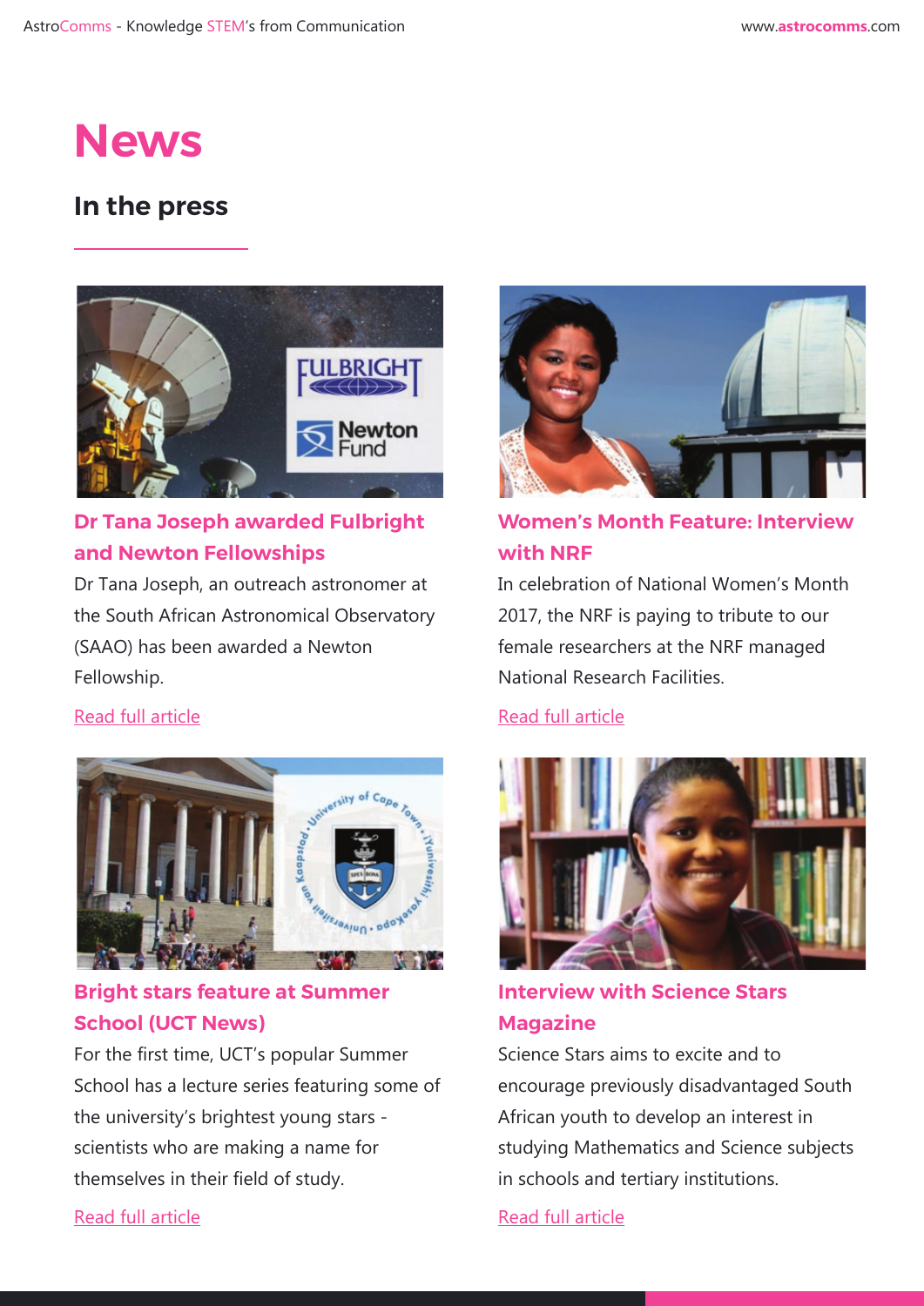# News

## In the press

### Dr Tana Joseph awarded Fulbright and Newton Fellowships

Dr Tana Joseph, an outreach astronomer at the South African Astronomical Observatory (SAAO) has been awarded a Newton Fellowship.

Read full article

### Women's Month Feature: Interview with NRF

In celebration of National Women's Month 2017, the NRF is paying to tribute to our female researchers at the NRF managed National Research Facilities.

Read full article

### Bright stars feature at Summer School (UCT News)

For the first time, UCT's popular Summer School has a lecture series featuring some of the university's brightest young stars - scientists who are making a name for themselves in their field of study.

Read full article

### Interview with Science Stars Magazine

Science Stars aims to excite and to encourage previously disadvantaged South African youth to develop an interest in studying Mathematics and Science subjects in schools and tertiary institutions.

Read full article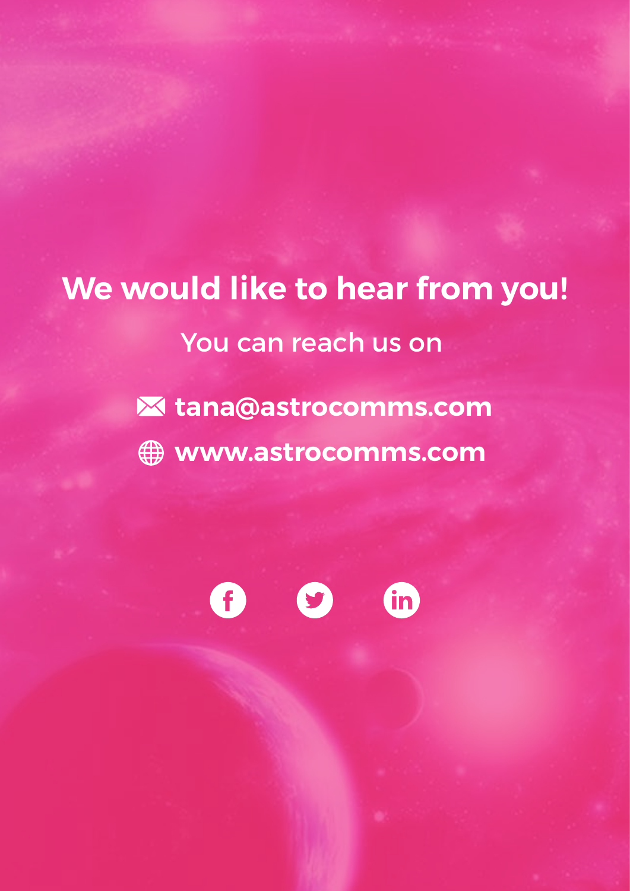# We would like to hear from you!

You can reach us on

**tana@astrocomms.com**

**www.astrocomms.com**